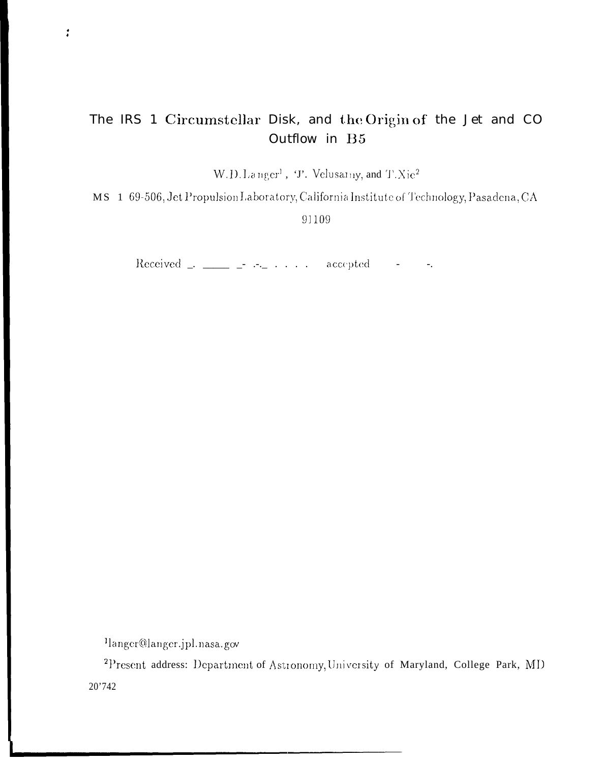# The IRS 1 Circumstellar Disk, and the Origin of the Jet and CO Outflow in B5

W. D. Langer[1], J. Velusamy, and T. Xie[2]

MS 169-506, Jet Propulsion Laboratory, California Institute of Technology, Pasadena, CA 91109

Received _. _____ _- .-._ . . . . accepted - -.

[1]langer@langer.jpl.nasa.gov

[2]Present address: Department of Astronomy, University of Maryland, College Park, MD 20742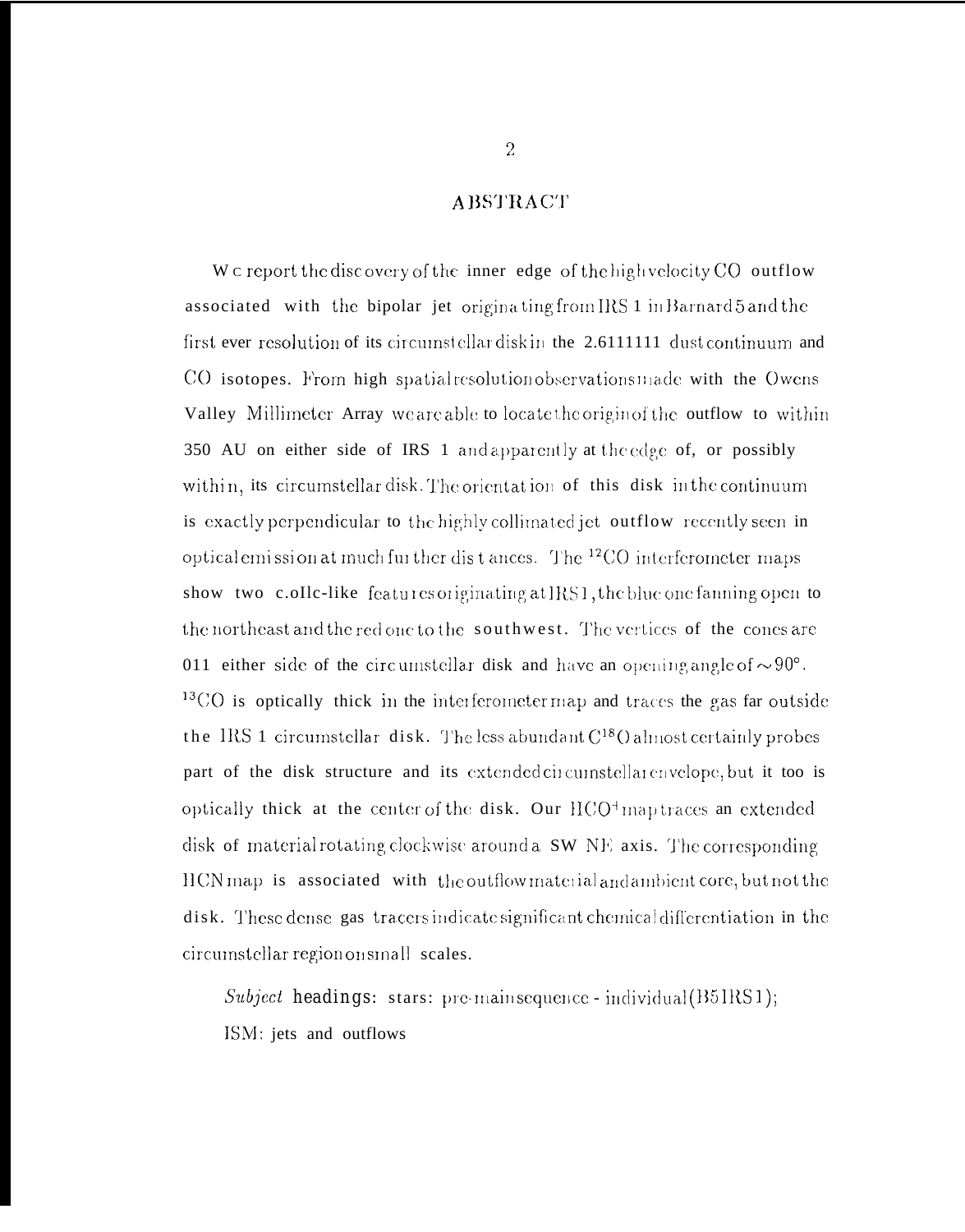## ABSTRACT

We report the discovery of the inner edge of the high velocity CO outflow associated with the bipolar jet originating from IRS 1 in Barnard 5 and the first ever resolution of its circumstellar disk in the 2.6111111 dust continuum and CO isotopes. From high spatial resolution observations made with the Owens Valley Millimeter Array we are able to locate the origin of the outflow to within 350 AU on either side of IRS 1 and apparently at the edge of, or possibly within, its circumstellar disk. The orientation of this disk in the continuum is exactly perpendicular to the highly collimated jet outflow recently seen in optical emission at much further distances. The $^{12}CO$ interferometer maps show two cone-like features originating at IRS 1, the blue one fanning open to the northeast and the red one to the southwest. The vertices of the cones are on either side of the circumstellar disk and have an opening angle of $\sim 90°$. $^{13}CO$ is optically thick in the interferometer map and traces the gas far outside the IRS 1 circumstellar disk. The less abundant $C^{18}O$ almost certainly probes part of the disk structure and its extended circumstellar envelope, but it too is optically thick at the center of the disk. Our $HCO^+$ map traces an extended disk of material rotating clockwise around a SW NE axis. The corresponding HCN map is associated with the outflow material and ambient core, but not the disk. These dense gas tracers indicate significant chemical differentiation in the circumstellar region on small scales.

*Subject* headings: stars: pre-main sequence - individual (B5 IRS 1); ISM: jets and outflows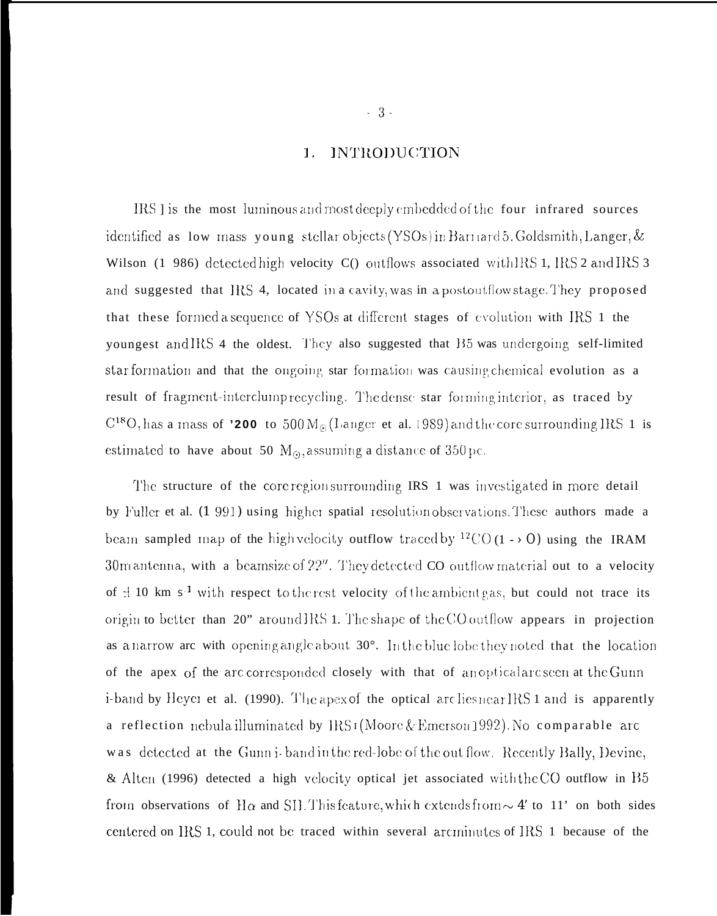# 1. INTRODUCTION

IRS 1 is the most luminous and most deeply embedded of the four infrared sources identified as low mass young stellar objects (YSOs) in Barnard 5. Goldsmith, Langer, & Wilson (1986) detected high velocity CO outflows associated with IRS 1, IRS 2 and IRS 3 and suggested that IRS 4, located in a cavity, was in a postoutflow stage. They proposed that these formed a sequence of YSOs at different stages of evolution with IRS 1 the youngest and IRS 4 the oldest. They also suggested that B5 was undergoing self-limited star formation and that the ongoing star formation was causing chemical evolution as a result of fragment-interclump recycling. The dense star forming interior, as traced by $C^{18}O$, has a mass of ~200 to 500 $M_{\odot}$ (Langer et al. 1989) and the core surrounding IRS 1 is estimated to have about 50 $M_{\odot}$, assuming a distance of 350 pc.

The structure of the core region surrounding IRS 1 was investigated in more detail by Fuller et al. (1991) using higher spatial resolution observations. These authors made a beam sampled map of the high velocity outflow traced by $^{12}CO$ (1 → 0) using the IRAM 30m antenna, with a beamsize of 22″. They detected CO outflow material out to a velocity of ± 10 km $s^{-1}$ with respect to the rest velocity of the ambient gas, but could not trace its origin to better than 20" around IRS 1. The shape of the CO outflow appears in projection as a narrow arc with opening angle about 30°. In the blue lobe they noted that the location of the apex of the arc corresponded closely with that of an optical arc seen at the Gunn i-band by Heyer et al. (1990). The apex of the optical arc lies near IRS 1 and is apparently a reflection nebula illuminated by IRS 1 (Moore & Emerson 1992). No comparable arc was detected at the Gunn i-band in the red-lobe of the outflow. Recently Bally, Devine, & Alten (1996) detected a high velocity optical jet associated with the CO outflow in B5 from observations of H$\alpha$ and SII. This feature, which extends from ~ 4′ to 11' on both sides centered on IRS 1, could not be traced within several arcminutes of IRS 1 because of the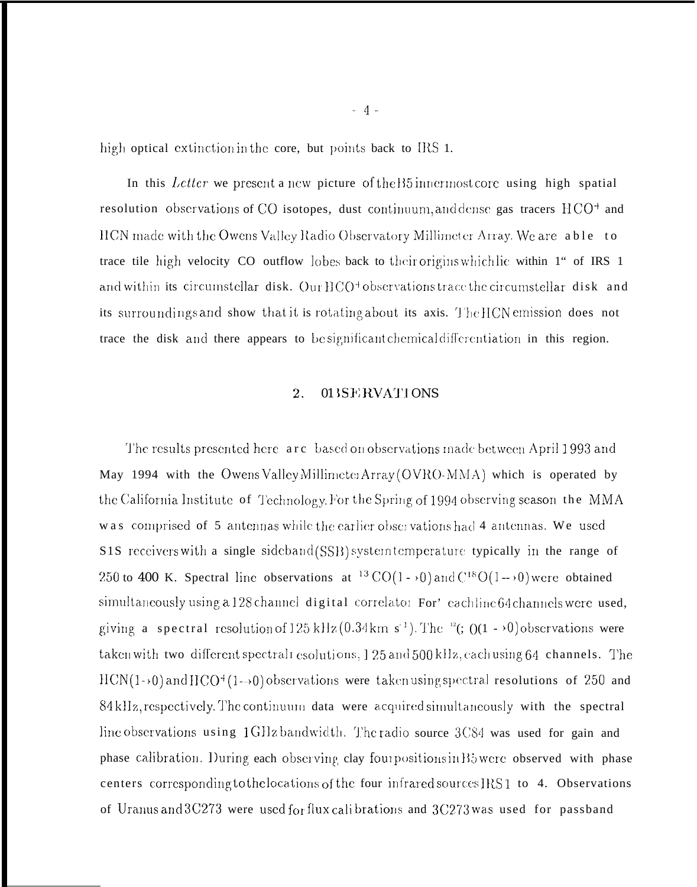high optical extinction in the core, but points back to IRS 1.

In this *Letter* we present a new picture of the B5 innermost core using high spatial resolution observations of CO isotopes, dust continuum, and dense gas tracers $HCO^+$ and HCN made with the Owens Valley Radio Observatory Millimeter Array. We are able to trace tile high velocity CO outflow lobes back to their origins which lie within 1" of IRS 1 and within its circumstellar disk. Our $HCO^+$ observations trace the circumstellar disk and its surroundings and show that it is rotating about its axis. The HCN emission does not trace the disk and there appears to be significant chemical differentiation in this region.

## 2. OBSERVATIONS

The results presented here are based on observations made between April 1993 and May 1994 with the Owens Valley Millimeter Array (OVRO-MMA) which is operated by the California Institute of Technology. For the Spring of 1994 observing season the MMA was comprised of 5 antennas while the earlier observations had 4 antennas. We used SIS receivers with a single sideband (SSB) system temperature typically in the range of 250 to 400 K. Spectral line observations at $^{13}CO(1\rightarrow0)$ and $C^{18}O(1\rightarrow0)$ were obtained simultaneously using a 128 channel digital correlator For' each line 64 channels were used, giving a spectral resolution of 125 kHz (0.34 km $s^{-1}$). The $^{12}CO(1\rightarrow0)$ observations were taken with two different spectral resolutions, 125 and 500 kHz, each using 64 channels. The $HCN(1\rightarrow0)$ and $HCO^+(1\rightarrow0)$ observations were taken using spectral resolutions of 250 and 84 kHz, respectively. The continuum data were acquired simultaneously with the spectral line observations using 1 GHz bandwidth. The radio source 3C84 was used for gain and phase calibration. During each observing day four positions in B5 were observed with phase centers corresponding to the locations of the four infrared sources IRS 1 to 4. Observations of Uranus and 3C273 were used for flux calibrations and 3C273 was used for passband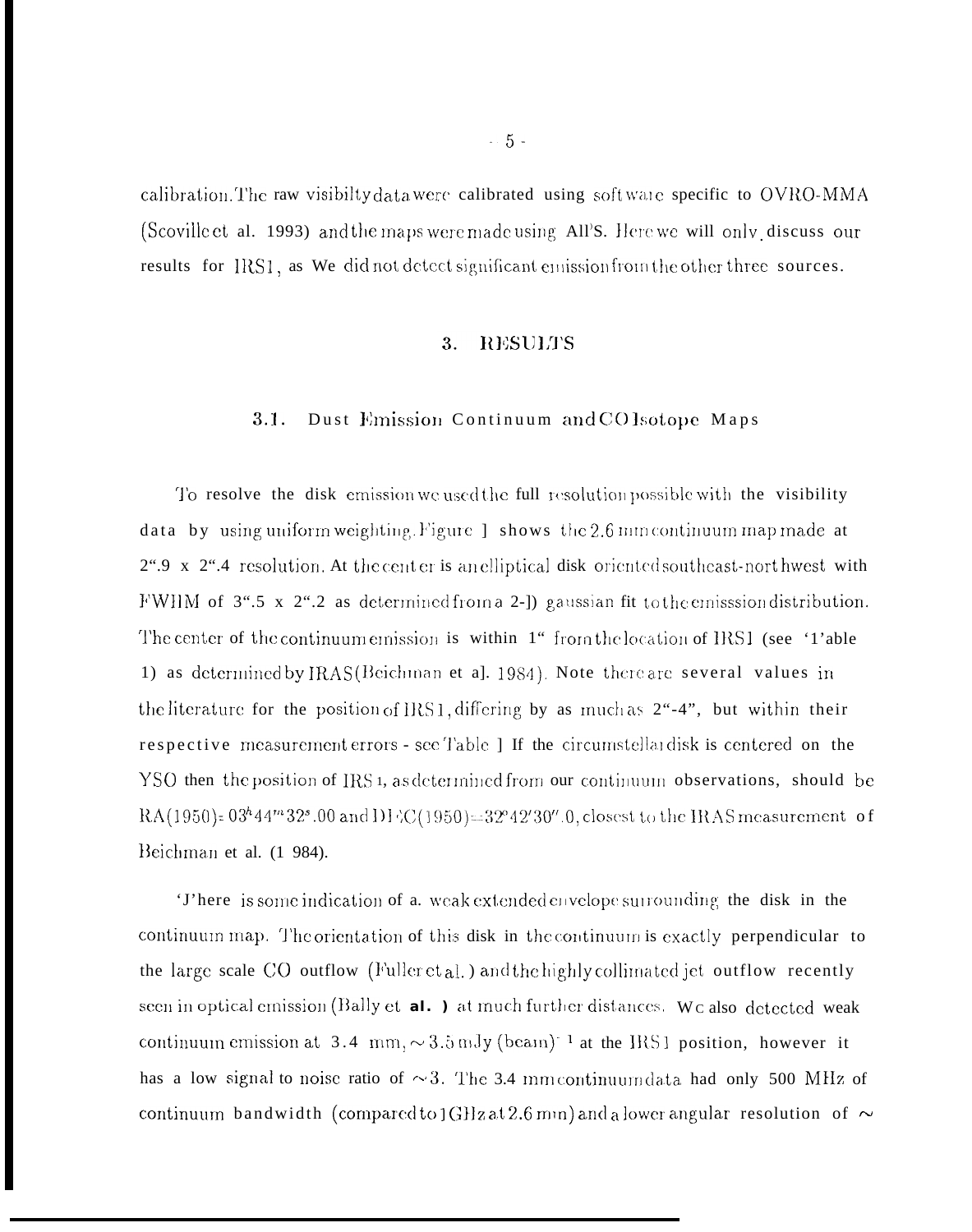calibration. The raw visibilty data were calibrated using software specific to OVRO-MMA (Scoville et al. 1993) and the maps were made using AIPS. Here we will only discuss our results for IRS1, as We did not detect significant emission from the other three sources.

## 3. RESULTS

### 3.1. Dust Emission Continuum and CO Isotope Maps

To resolve the disk emission we used the full resolution possible with the visibility data by using uniform weighting. Figure 1 shows the 2.6 mm continuum map made at 2".9 x 2".4 resolution. At the center is an elliptical disk oriented southeast-northwest with FWHM of 3".5 x 2".2 as determined from a 2-D gaussian fit to the emisssion distribution. The center of the continuum emission is within 1" from the location of IRS1 (see Table 1) as determined by IRAS (Beichman et al. 1984). Note there are several values in the literature for the position of IRS1, differing by as much as 2"-4", but within their respective measurement errors - see Table 1 If the circumstellar disk is centered on the YSO then the position of IRS 1, as determined from our continuum observations, should be RA(1950)= $03^h44^m32^s.00$ and DEC(1950)=$32°42'30''.0$, closest to the IRAS measurement of Beichman et al. (1 984).

There is some indication of a. weak extended envelope surrounding the disk in the continuum map. The orientation of this disk in the continuum is exactly perpendicular to the large scale CO outflow (Fuller et al. ) and the highly collimated jet outflow recently seen in optical emission (Bally et **al. )** at much further distances. We also detected weak continuum emission at 3.4 mm, $\sim 3.5$ mJy (beam)$^{-1}$ at the IRS1 position, however it has a low signal to noise ratio of $\sim 3$. The 3.4 mm continuum data had only 500 MHz of continuum bandwidth (compared to 1 GHz at 2.6 mm) and a lower angular resolution of $\sim$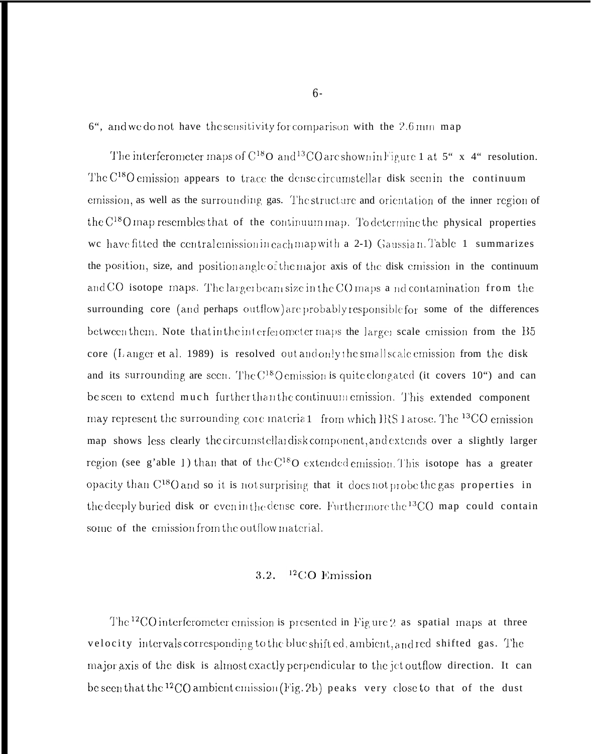6", and we do not have the sensitivity for comparison with the 2.6 mm map

The interferometer maps of $C^{18}O$ and $^{13}CO$ are shown in Figure 1 at 5" x 4" resolution. The $C^{18}O$ emission appears to trace the dense circumstellar disk seen in the continuum emission, as well as the surrounding gas. The structure and orientation of the inner region of the $C^{18}O$ map resembles that of the continuum map. To determine the physical properties we have fitted the central emission in each map with a 2-D Gaussian. Table 1 summarizes the position, size, and position angle of the major axis of the disk emission in the continuum and CO isotope maps. The larger beam size in the CO maps and contamination from the surrounding core (and perhaps outflow) are probably responsible for some of the differences between them. Note that in the interferometer maps the larger scale emission from the B5 core (Langer et al. 1989) is resolved out and only the small scale emission from the disk and its surrounding are seen. The $C^{18}O$ emission is quite elongated (it covers 10") and can be seen to extend much further than the continuum emission. This extended component may represent the surrounding core material from which IRS 1 arose. The $^{13}CO$ emission map shows less clearly the circumstellar disk component, and extends over a slightly larger region (see g'able 1) than that of the $C^{18}O$ extended emission. This isotope has a greater opacity than $C^{18}O$ and so it is not surprising that it does not probe the gas properties in the deeply buried disk or even in the dense core. Furthermore the $^{13}CO$ map could contain some of the emission from the outflow material.

## 3.2. $^{12}CO$ Emission

The $^{12}CO$ interferometer emission is presented in Figure 2 as spatial maps at three velocity intervals corresponding to the blue shifted, ambient, and red shifted gas. The major axis of the disk is almost exactly perpendicular to the jet outflow direction. It can be seen that the $^{12}CO$ ambient emission (Fig. 2b) peaks very close to that of the dust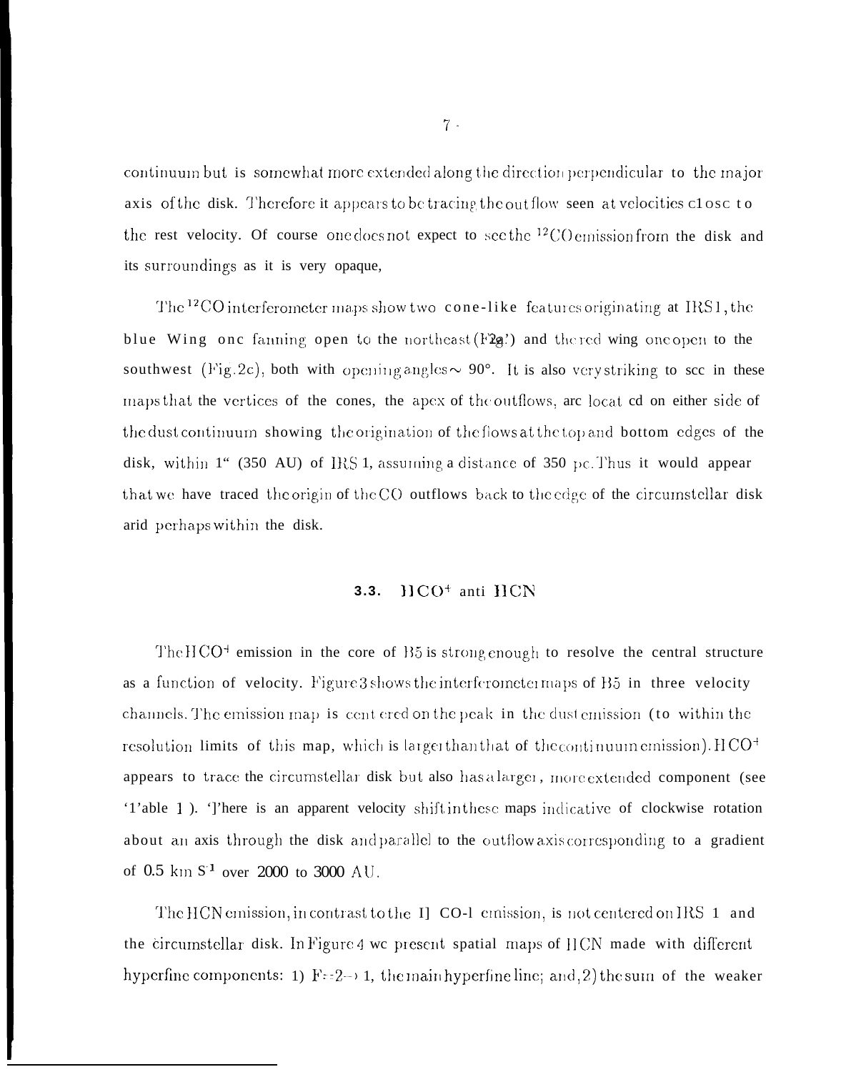continuum but is somewhat more extended along the direction perpendicular to the major axis of the disk. Therefore it appears to be tracing the outflow seen at velocities close to the rest velocity. Of course one does not expect to see the $^{12}CO$ emission from the disk and its surroundings as it is very opaque,

The $^{12}CO$ interferometer maps show two cone-like features originating at IRS 1, the blue Wing one fanning open to the northeast (Fig.2a) and the red wing one open to the southwest (Fig.2c), both with opening angles $\sim$ 90°. It is also very striking to see in these maps that the vertices of the cones, the apex of the outflows, are located on either side of the dust continuum showing the origination of the flows at the top and bottom edges of the disk, within 1" (350 AU) of IRS 1, assuming a distance of 350 pc. Thus it would appear that we have traced the origin of the CO outflows back to the edge of the circumstellar disk and perhaps within the disk.

### 3.3. $HCO^+$ and HCN

The $HCO^+$ emission in the core of B5 is strong enough to resolve the central structure as a function of velocity. Figure 3 shows the interferometer maps of B5 in three velocity channels. The emission map is centered on the peak in the dust emission (to within the resolution limits of this map, which is larger than that of the continuum emission). $HCO^+$ appears to trace the circumstellar disk but also has a larger, more extended component (see Table 1). There is an apparent velocity shift in these maps indicative of clockwise rotation about an axis through the disk and parallel to the outflow axis corresponding to a gradient of 0.5 km $s^{-1}$ over 2000 to 3000 AU.

The HCN emission, in contrast to the $HCO^+$ emission, is not centered on IRS 1 and the circumstellar disk. In Figure 4 we present spatial maps of HCN made with different hyperfine components: 1) F=2→1, the main hyperfine line; and, 2) the sum of the weaker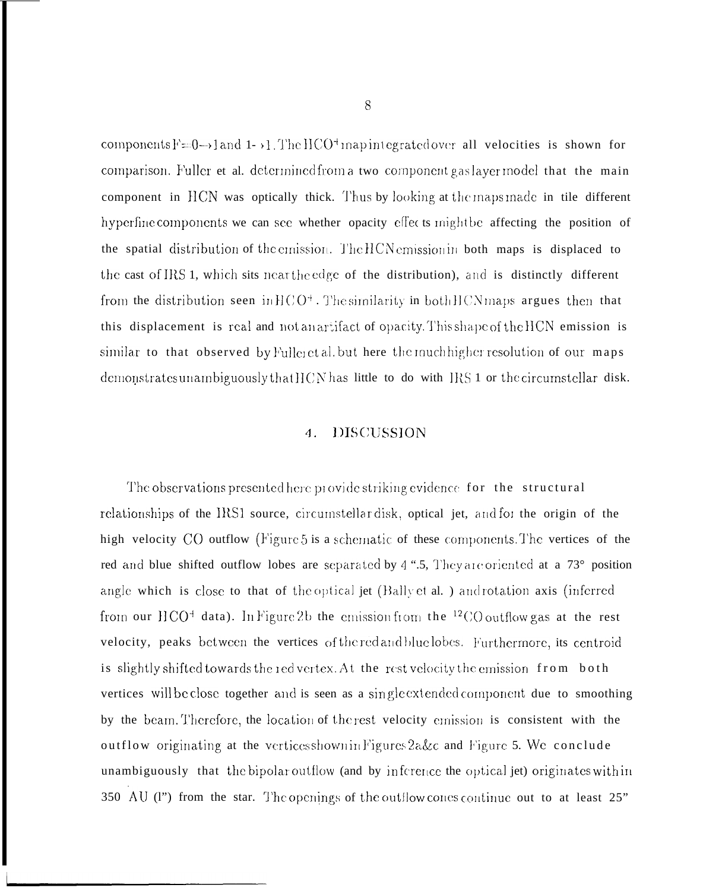components F=0→1 and 1→1. The $HCO^+$ map integrated over all velocities is shown for comparison. Fuller et al. determined from a two component gas layer model that the main component in HCN was optically thick. Thus by looking at the maps made in the different hyperfine components we can see whether opacity effects might be affecting the position of the spatial distribution of the emission. The HCN emission in both maps is displaced to the east of IRS 1, which sits near the edge of the distribution), and is distinctly different from the distribution seen in $HCO^+$. The similarity in both HCN maps argues then that this displacement is real and not an artifact of opacity. This shape of the HCN emission is similar to that observed by Fuller et al. but here the much higher resolution of our maps demonstrates unambiguously that HCN has little to do with IRS 1 or the circumstellar disk.

## 4. DISCUSSION

The observations presented here provide striking evidence for the structural relationships of the IRS1 source, circumstellar disk, optical jet, and for the origin of the high velocity CO outflow (Figure 5 is a schematic of these components. The vertices of the red and blue shifted outflow lobes are separated by 4".5. They are oriented at a 73° position angle which is close to that of the optical jet (Bally et al. ) and rotation axis (inferred from our $HCO^+$ data). In Figure 2b the emission from the $^{12}CO$ outflow gas at the rest velocity, peaks between the vertices of the red and blue lobes. Furthermore, its centroid is slightly shifted towards the red vertex. At the rest velocity the emission from both vertices will be close together and is seen as a single extended component due to smoothing by the beam. Therefore, the location of the rest velocity emission is consistent with the outflow originating at the vertices shown in Figures 2a&c and Figure 5. We conclude unambiguously that the bipolar outflow (and by inference the optical jet) originates within 350 AU (1") from the star. The openings of the outflow cones continue out to at least 25"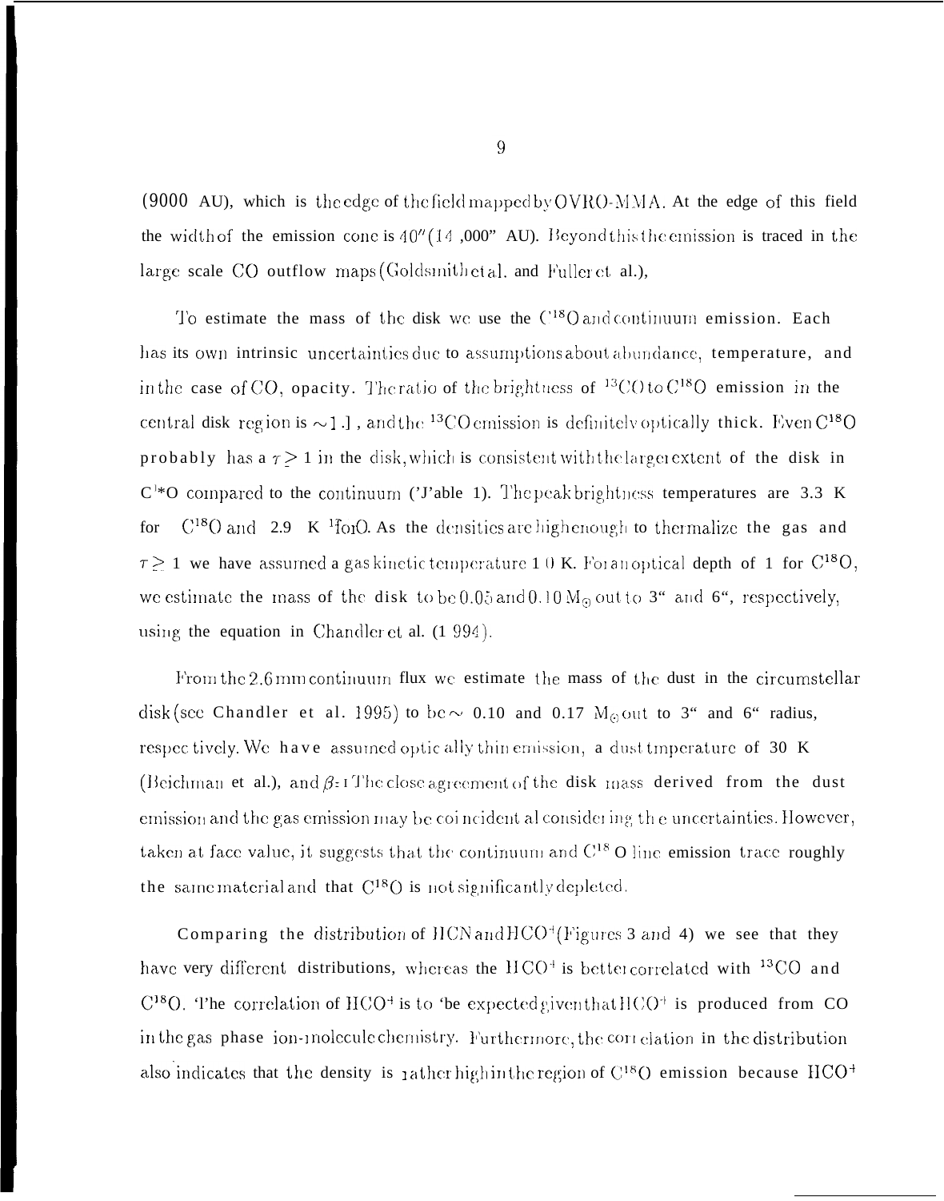(9000 AU), which is the edge of the field mapped by OVRO-MMA. At the edge of this field the width of the emission cone is 40″ (14 ,000" AU). Beyond this the emission is traced in the large scale CO outflow maps (Goldsmith et al. and Fuller et al.),

To estimate the mass of the disk we use the $C^{18}O$ and continuum emission. Each has its own intrinsic uncertainties due to assumptions about abundance, temperature, and in the case of CO, opacity. The ratio of the brightness of $^{13}CO$ to $C^{18}O$ emission in the central disk region is ~1.1, and the $^{13}CO$ emission is definitely optically thick. Even $C^{18}O$ probably has a $\tau > 1$ in the disk, which is consistent with the larger extent of the disk in $C^{18}O$ compared to the continuum (Table 1). The peak brightness temperatures are 3.3 K for $C^{18}O$ and 2.9 K $^{13}CO$. As the densities are high enough to thermalize the gas and $\tau \geq 1$ we have assumed a gas kinetic temperature 10 K. For an optical depth of 1 for $C^{18}O$, we estimate the mass of the disk to be 0.05 and 0.10 $M_{\odot}$ out to 3" and 6", respectively, using the equation in Chandler et al. (1994).

From the 2.6 mm continuum flux we estimate the mass of the dust in the circumstellar disk (see Chandler et al. 1995) to be ~ 0.10 and 0.17 $M_{\odot}$ out to 3" and 6" radius, respectively. We have assumed optically thin emission, a dust tmperature of 30 K (Beichman et al.), and $\beta$=1 The close agreement of the disk mass derived from the dust emission and the gas emission may be coincident al considering the uncertainties. However, taken at face value, it suggests that the continuum and $C^{18}O$ line emission trace roughly the same material and that $C^{18}O$ is not significantly depleted.

Comparing the distribution of HCN and $HCO^+$ (Figures 3 and 4) we see that they have very different distributions, whereas the $HCO^+$ is better correlated with $^{13}CO$ and $C^{18}O$. The correlation of $HCO^+$ is to be expected given that $HCO^+$ is produced from CO in the gas phase ion-molecule chemistry. Furthermore, the correlation in the distribution also indicates that the density is rather high in the region of $C^{18}O$ emission because $HCO^+$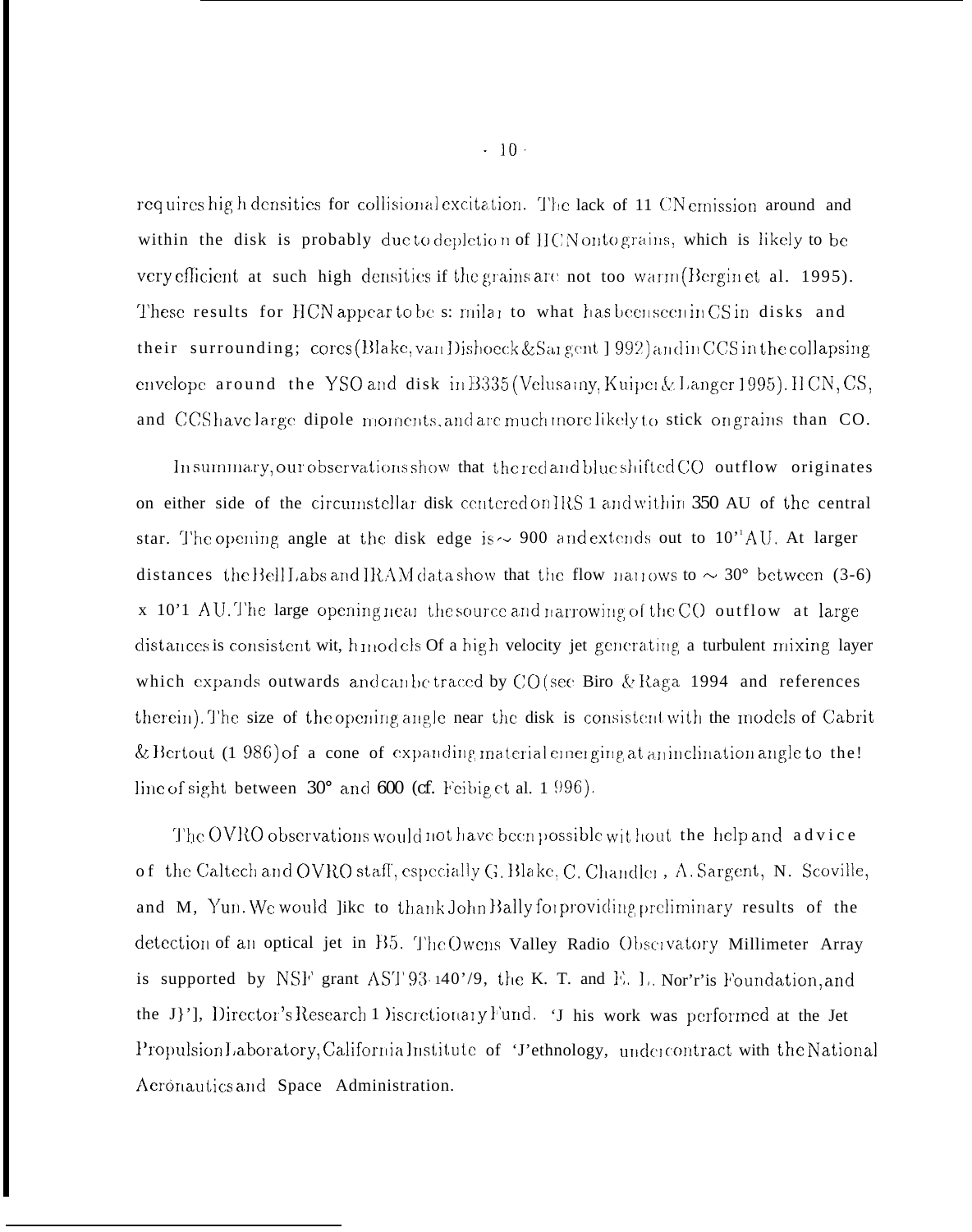requires high densities for collisional excitation. The lack of HCN emission around and within the disk is probably due to depletion of HCN onto grains, which is likely to be very efficient at such high densities if the grains are not too warm (Bergin et al. 1995). These results for HCN appear to be similar to what has been seen in CS in disks and their surrounding cores (Blake, van Dishoeck & Sargent 1992) and in CCS in the collapsing envelope around the YSO and disk in B335 (Velusamy, Kuiper & Langer 1995). HCN, CS, and CCS have large dipole moments, and are much more likely to stick on grains than CO.

In summary, our observations show that the red and blue shifted CO outflow originates on either side of the circumstellar disk centered on IRS 1 and within 350 AU of the central star. The opening angle at the disk edge is ~ 90° and extends out to $10^4$ AU. At larger distances the Bell Labs and IRAM data show that the flow narrows to ~ 30° between (3-6) x $10^4$ AU. The large opening near the source and narrowing of the CO outflow at large distances is consistent with models of a high velocity jet generating a turbulent mixing layer which expands outwards and can be traced by CO (see Biro & Raga 1994 and references therein). The size of the opening angle near the disk is consistent with the models of Cabrit & Bertout (1986) of a cone of expanding material emerging at an inclination angle to the line of sight between 30° and 60° (cf. Feibig et al. 1996).

The OVRO observations would not have been possible without the help and advice of the Caltech and OVRO staff, especially G. Blake, C. Chandler, A. Sargent, N. Scoville, and M. Yun. We would like to thank John Bally for providing preliminary results of the detection of an optical jet in B5. The Owens Valley Radio Observatory Millimeter Array is supported by NSF grant AST 93-14079, the K. T. and E. L. Norris Foundation, and the JPL Director's Research Discretionary Fund. This work was performed at the Jet Propulsion Laboratory, California Institute of Technology, under contract with the National Aeronautics and Space Administration.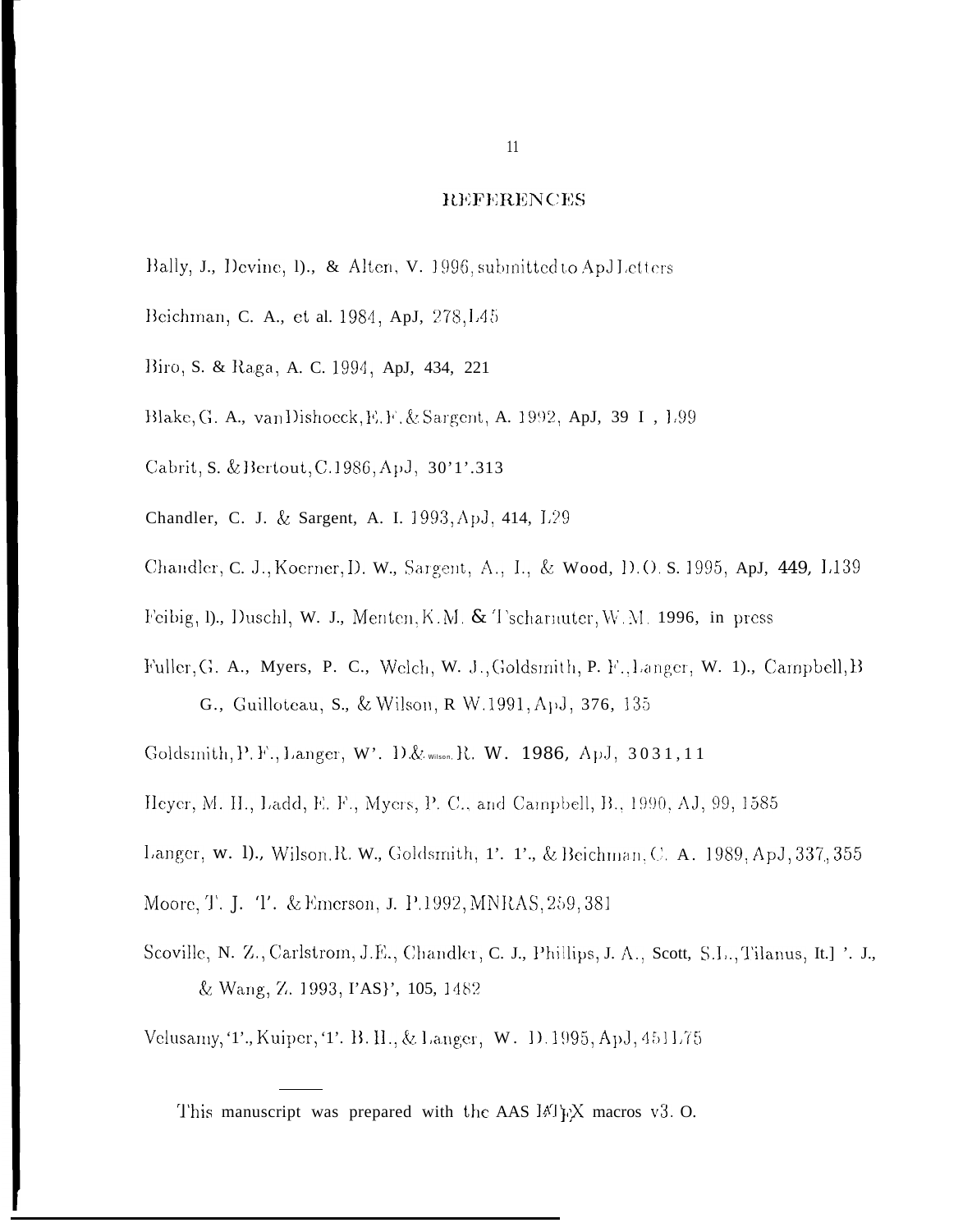# REFERENCES

Bally, J., Devine, D., & Alten, V. 1996, submitted to ApJ Letters

Beichman, C. A., et al. 1984, ApJ, 278, L45

Biro, S. & Raga, A. C. 1994, ApJ, 434, 221

Blake, G. A., van Dishoeck, E. F. & Sargent, A. 1992, ApJ, 391, L99

Cabrit, S. & Bertout, C. 1986, ApJ, 307, 313

Chandler, C. J. & Sargent, A. I. 1993, ApJ, 414, L29

Chandler, C. J., Koerner, D. W., Sargent, A., I., & Wood, D. O. S. 1995, ApJ, 449, L139

Feibig, D., Duschl, W. J., Menten, K. M. & Tscharnuter, W. M. 1996, in press

Fuller, G. A., Myers, P. C., Welch, W. J., Goldsmith, P. F., Langer, W. D., Campbell, B. G., Guilloteau, S., & Wilson, R W. 1991, ApJ, 376, 135

Goldsmith, P. F., Langer, W. D. & Wilson, R. W. 1986, ApJ, 303, L11

Heyer, M. H., Ladd, E. F., Myers, P. C., and Campbell, B., 1990, AJ, 99, 1585

Langer, W. D., Wilson, R. W., Goldsmith, P. F., & Beichman, C. A. 1989, ApJ, 337, 355

Moore, T. J. T. & Emerson, J. P. 1992, MNRAS, 259, 381

Scoville, N. Z., Carlstrom, J. E., Chandler, C. J., Phillips, J. A., Scott, S. L., Tilanus, R. P. J., & Wang, Z. 1993, PASP, 105, 1482

Velusamy, T., Kuiper, T. B. H., & Langer, W. D. 1995, ApJ, 451 L75

---

This manuscript was prepared with the AAS LaTeX macros v3.0.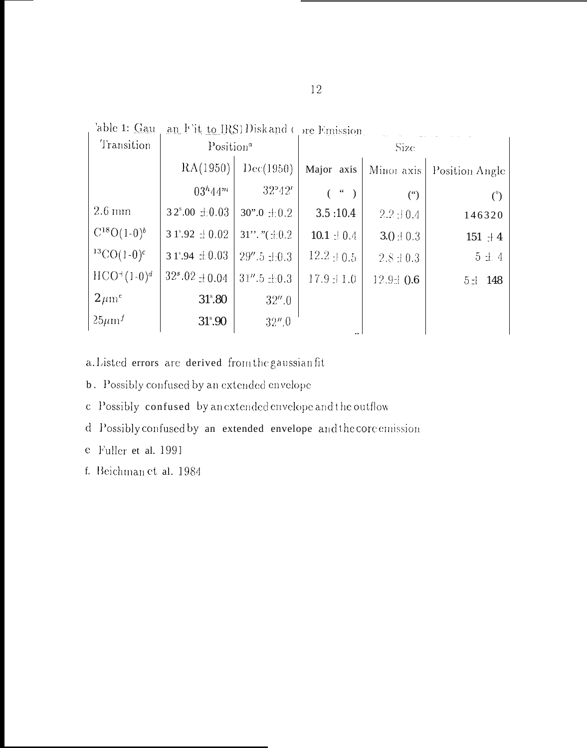Table 1: Gaussian Fit to IRS1 Disk and Core Emission

| Transition | Position[a] | | Size | | |
|---|---|---|---|---|---|
| | RA(1950) | Dec(1950) | Major axis | Minor axis | Position Angle |
| | $03^h44^m$ | $32°42'$ | (″) | (″) | (°) |
| 2.6 mm | $32^s.00 \pm 0.03$ | $30''.0 \pm 0.2$ | 3.5 :10.4 | $2.2 \pm 0.4$ | 146320 |
| $C^{18}O(1\text{-}0)^b$ | $31^s.92 \pm 0.02$ | $31''.$"($\pm 0.2$ | $10.1 \pm 0.4$ | $3.0 \pm 0.3$ | $151 \pm 4$ |
| $^{13}CO(1\text{-}0)^c$ | $31^s.94 \pm 0.03$ | $29''.5 \pm 0.3$ | $12.2 \pm 0.5$ | $2.8 \pm 0.3$ | $5 \pm 4$ |
| $HCO^+(1\text{-}0)^d$ | $32^s.02 \pm 0.04$ | $31''.5 \pm 0.3$ | $17.9 \pm 1.0$ | $12.9 \pm 0.6$ | $5 \pm$ 148 |
| $2\mu m^e$ | $31^s.80$ | $32''.0$ | | | |
| $25\mu m^f$ | $31^s.90$ | $32''.0$ | | | |

a. Listed errors are derived from the gaussian fit

b. Possibly confused by an extended envelope

c Possibly confused by an extended envelope and the outflow

d Possibly confused by an extended envelope and the core emission

e Fuller et al. 1991

f. Beichman et al. 1984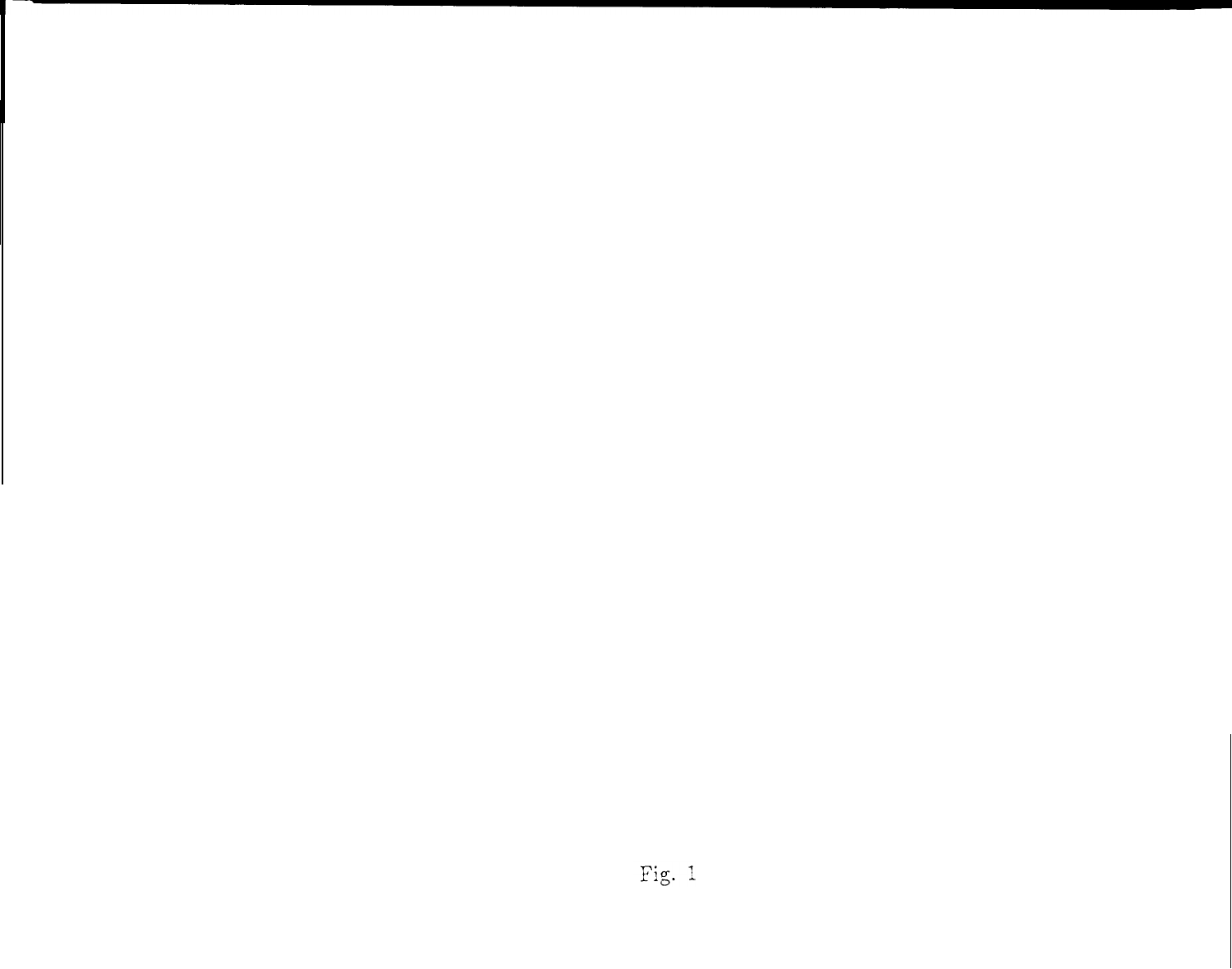Fig. 1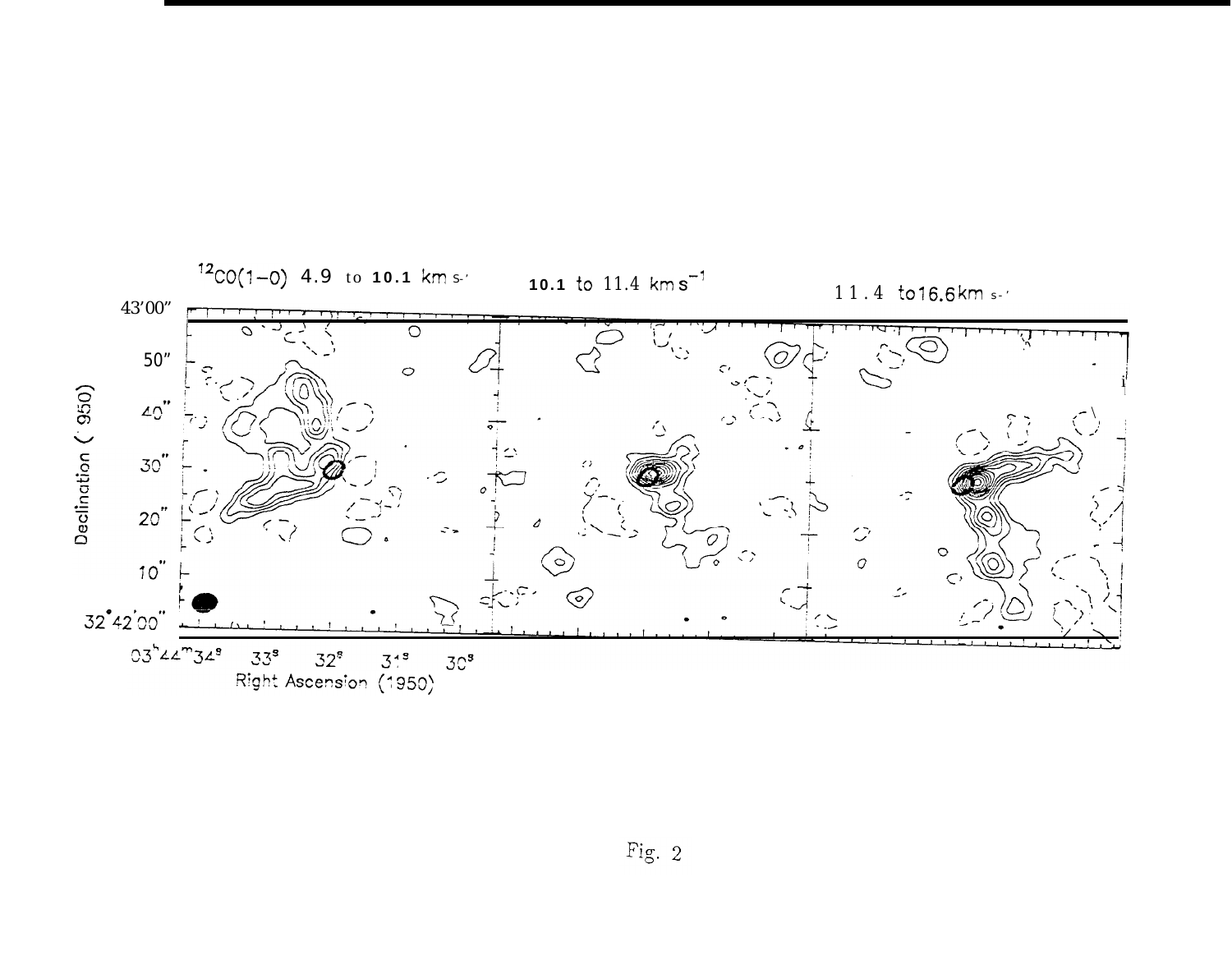Fig. 2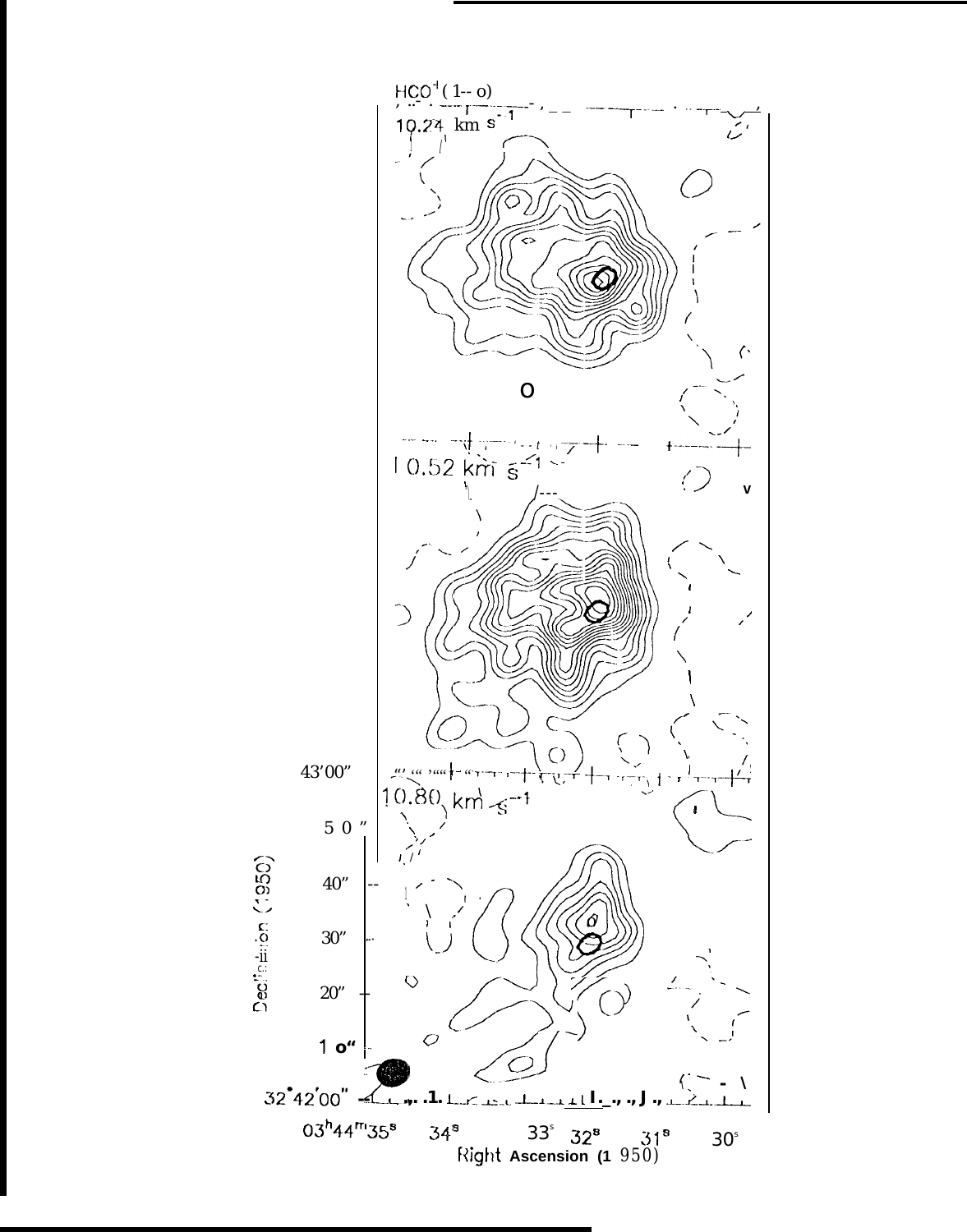$HCO^+$ (1--0)

10.24 km $s^{-1}$

10.52 km $s^{-1}$

10.80 km $s^{-1}$

43'00"

50"

40"

30"

20"

10"

32°42'00"

Declination (1950)

03$^h$44$^m$35$^s$ 34$^s$ 33$^s$ 32$^s$ 31$^s$ 30$^s$

Right Ascension (1950)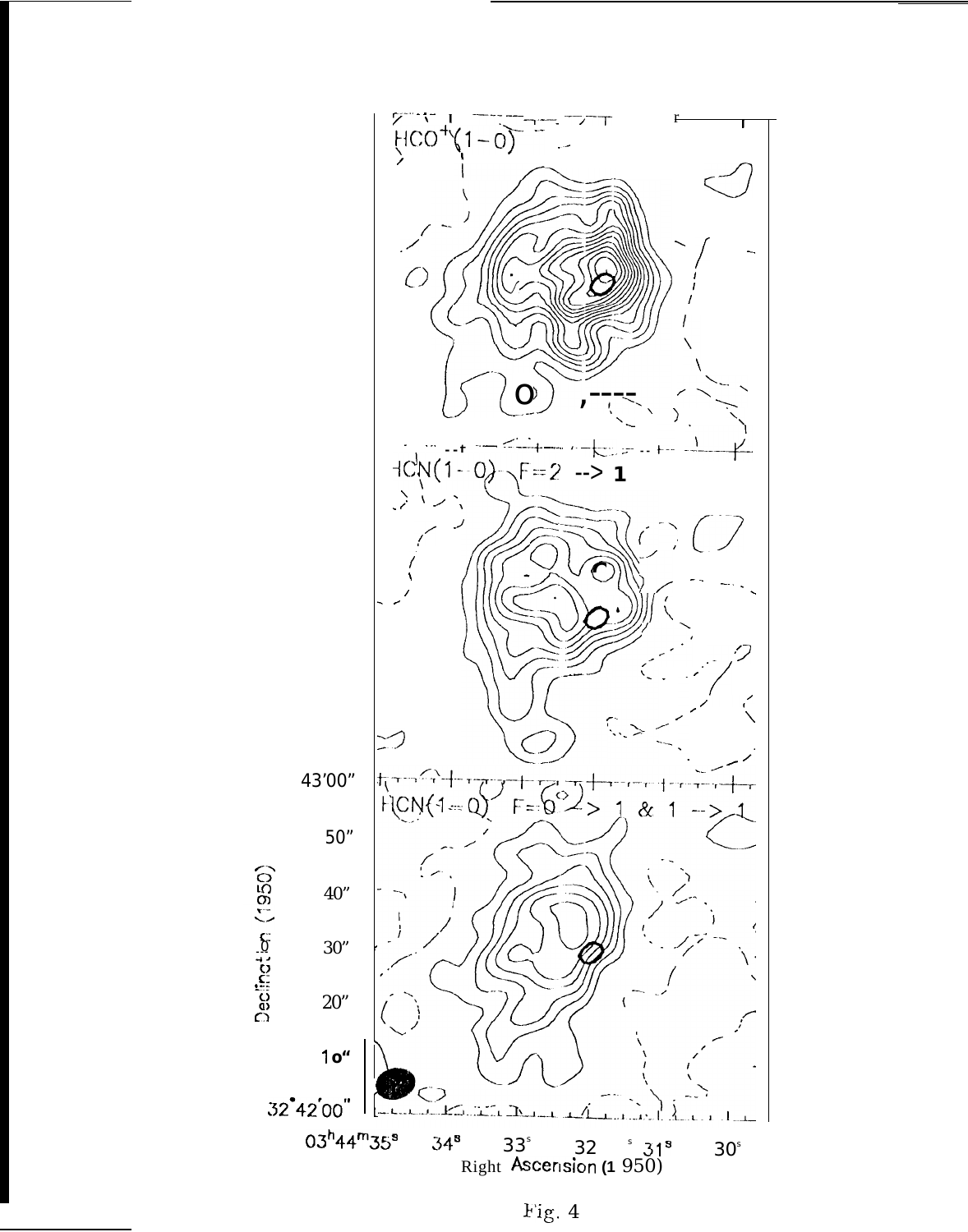Fig. 4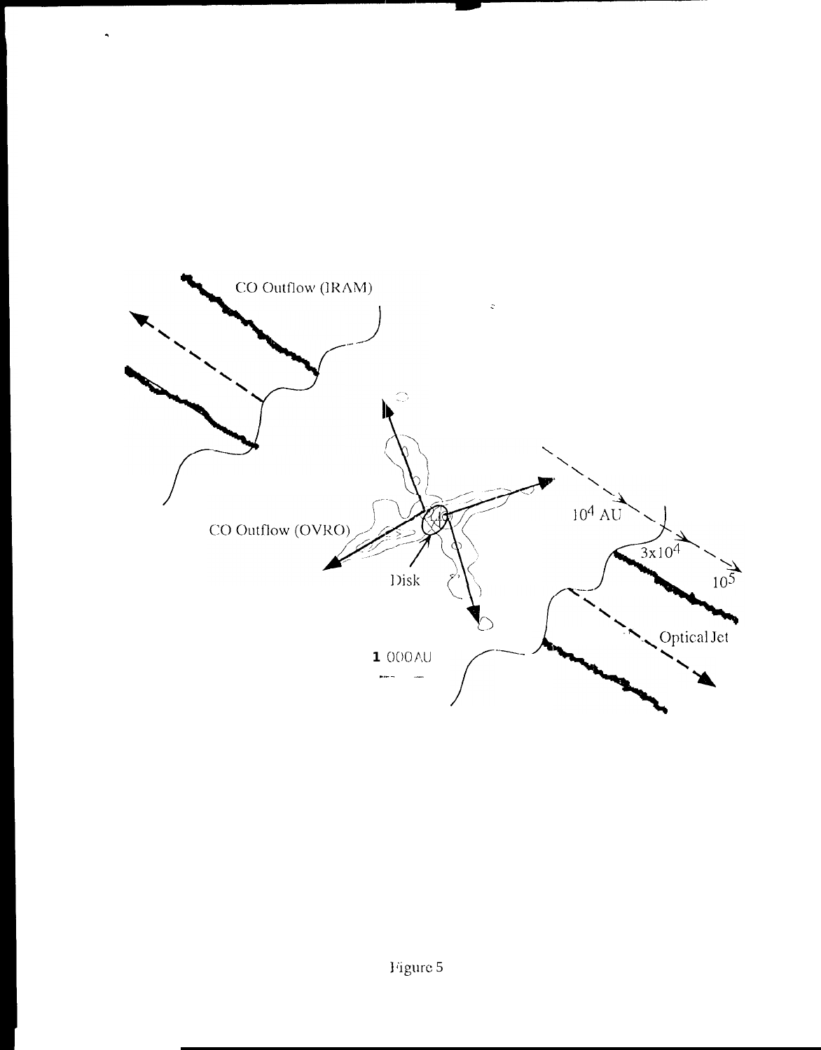CO Outflow (IRAM)

CO Outflow (OVRO)

Disk

$10^4$ AU

$3\text{x}10^4$

$10^5$

Optical Jet

1 000AU

Figure 5